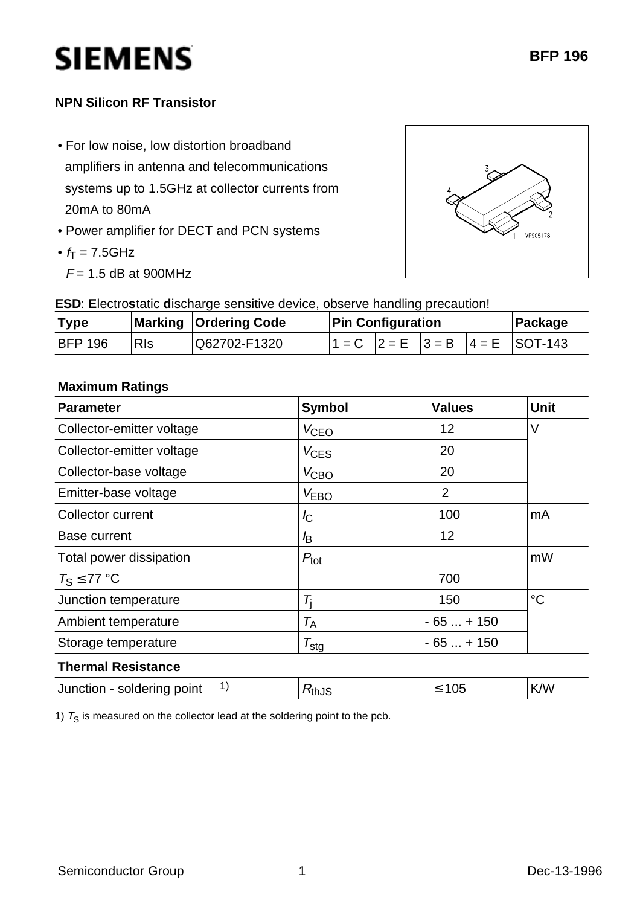# BFP 196

**NPN Silicon RF Transistor**

- For low noise, low distortion broadband amplifiers in antenna and telecommunications systems up to 1.5GHz at collector currents from 20mA to 80mA
- Power amplifier for DECT and PCN systems
- $f_T$ = 7.5GHz
  $F$ = 1.5 dB at 900MHz

**ESD**: **E**lectro**s**tatic **d**ischarge sensitive device, observe handling precaution!

| Type | Marking | Ordering Code | Pin Configuration | | | | Package |
|---|---|---|---|---|---|---|---|
| BFP 196 | RIs | Q62702-F1320 | 1 = C | 2 = E | 3 = B | 4 = E | SOT-143 |

**Maximum Ratings**

| Parameter | Symbol | Values | Unit |
|---|---|---|---|
| Collector-emitter voltage | $V_{CEO}$ | 12 | V |
| Collector-emitter voltage | $V_{CES}$ | 20 | |
| Collector-base voltage | $V_{CBO}$ | 20 | |
| Emitter-base voltage | $V_{EBO}$ | 2 | |
| Collector current | $I_C$ | 100 | mA |
| Base current | $I_B$ | 12 | |
| Total power dissipation $T_S \leq 77$ °C | $P_{tot}$ | 700 | mW |
| Junction temperature | $T_j$ | 150 | °C |
| Ambient temperature | $T_A$ | - 65 ... + 150 | |
| Storage temperature | $T_{stg}$ | - 65 ... + 150 | |
| **Thermal Resistance** | | | |
| Junction - soldering point [1] | $R_{thJS}$ | ≤ 105 | K/W |

1) $T_S$ is measured on the collector lead at the soldering point to the pcb.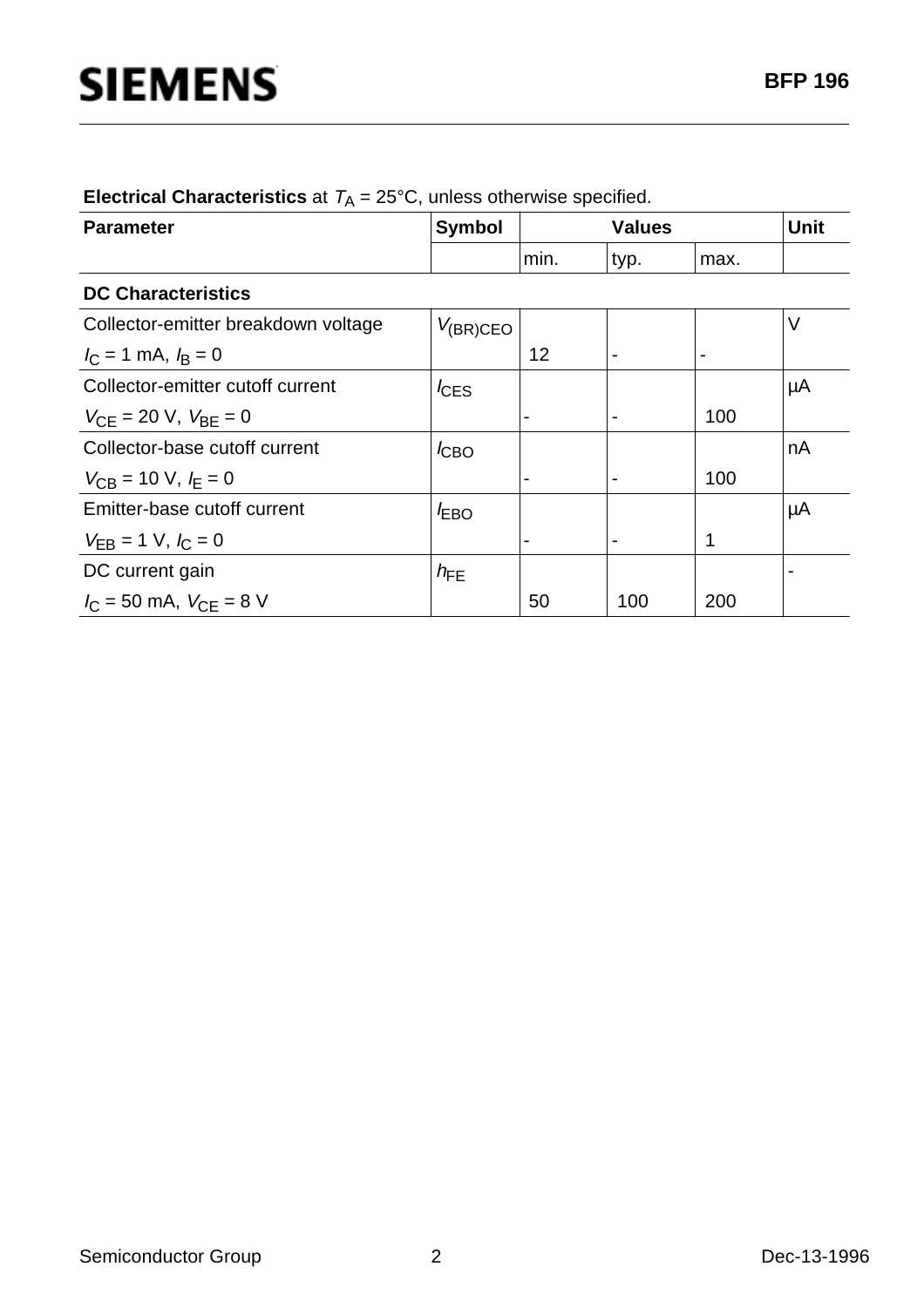**Electrical Characteristics** at $T_A$ = 25°C, unless otherwise specified.

| Parameter | Symbol | Values | | | Unit |
|---|---|---|---|---|---|
| | | min. | typ. | max. | |
| **DC Characteristics** | | | | | |
| Collector-emitter breakdown voltage<br>$I_C$ = 1 mA, $I_B$ = 0 | $V_{(BR)CEO}$ | 12 | - | - | V |
| Collector-emitter cutoff current<br>$V_{CE}$ = 20 V, $V_{BE}$ = 0 | $I_{CES}$ | - | - | 100 | µA |
| Collector-base cutoff current<br>$V_{CB}$ = 10 V, $I_E$ = 0 | $I_{CBO}$ | - | - | 100 | nA |
| Emitter-base cutoff current<br>$V_{EB}$ = 1 V, $I_C$ = 0 | $I_{EBO}$ | - | - | 1 | µA |
| DC current gain<br>$I_C$ = 50 mA, $V_{CE}$ = 8 V | $h_{FE}$ | 50 | 100 | 200 | - |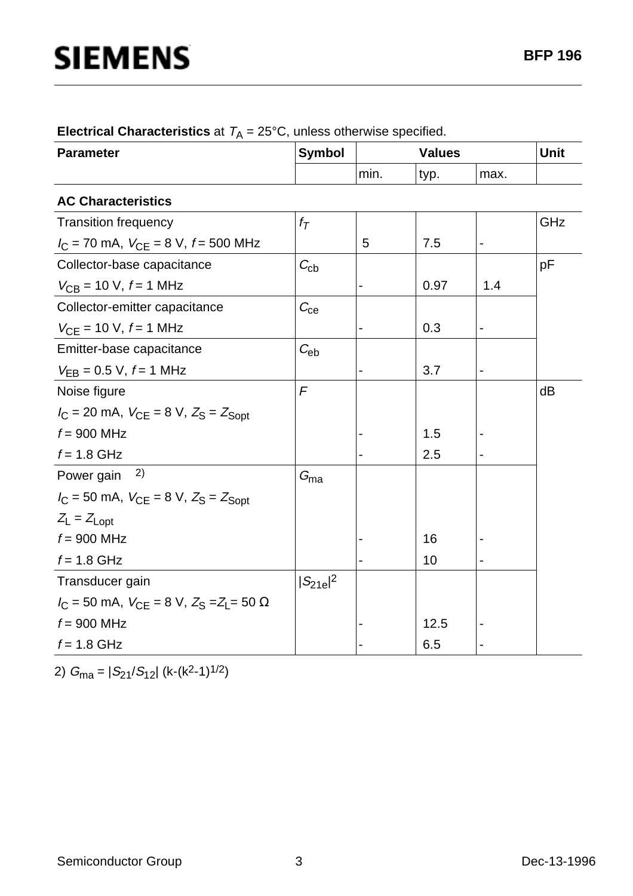**Electrical Characteristics** at $T_A$ = 25°C, unless otherwise specified.

| Parameter | Symbol | Values | | | Unit |
|---|---|---|---|---|---|
| | | min. | typ. | max. | |
| **AC Characteristics** | | | | | |
| Transition frequency<br>$I_C$ = 70 mA, $V_{CE}$ = 8 V, $f$ = 500 MHz | $f_T$ | 5 | 7.5 | - | GHz |
| Collector-base capacitance<br>$V_{CB}$ = 10 V, $f$ = 1 MHz | $C_{cb}$ | - | 0.97 | 1.4 | pF |
| Collector-emitter capacitance<br>$V_{CE}$ = 10 V, $f$ = 1 MHz | $C_{ce}$ | - | 0.3 | - | |
| Emitter-base capacitance<br>$V_{EB}$ = 0.5 V, $f$ = 1 MHz | $C_{eb}$ | - | 3.7 | - | |
| Noise figure<br>$I_C$ = 20 mA, $V_{CE}$ = 8 V, $Z_S$ = $Z_{Sopt}$ | $F$ | | | | dB |
| $f$ = 900 MHz | | - | 1.5 | - | |
| $f$ = 1.8 GHz | | - | 2.5 | - | |
| Power gain [2)]<br>$I_C$ = 50 mA, $V_{CE}$ = 8 V, $Z_S$ = $Z_{Sopt}$<br>$Z_L$ = $Z_{Lopt}$ | $G_{ma}$ | | | | |
| $f$ = 900 MHz | | - | 16 | - | |
| $f$ = 1.8 GHz | | - | 10 | - | |
| Transducer gain<br>$I_C$ = 50 mA, $V_{CE}$ = 8 V, $Z_S$ = $Z_L$ = 50 Ω | $\|S_{21e}\|^2$ | | | | |
| $f$ = 900 MHz | | - | 12.5 | - | |
| $f$ = 1.8 GHz | | - | 6.5 | - | |

2) $G_{ma} = |S_{21}/S_{12}|\,(k-(k^2-1)^{1/2})$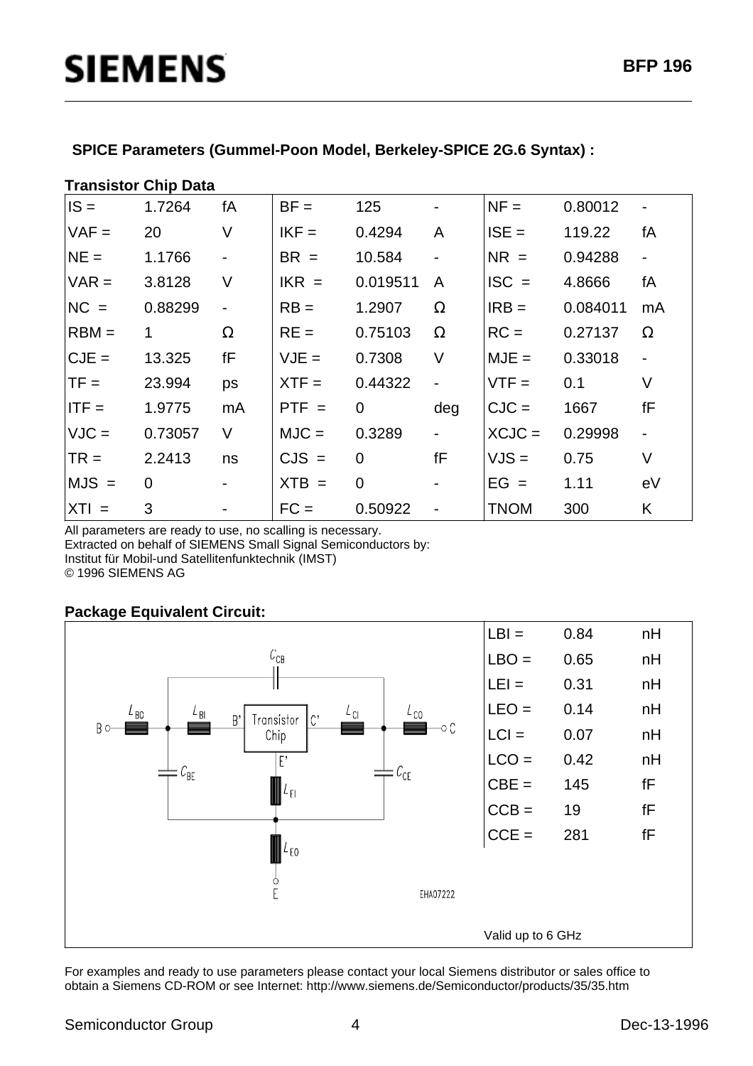## SPICE Parameters (Gummel-Poon Model, Berkeley-SPICE 2G.6 Syntax) :

**Transistor Chip Data**

| | | | | | | | | |
|---|---|---|---|---|---|---|---|---|
| IS = | 1.7264 | fA | BF = | 125 | - | NF = | 0.80012 | - |
| VAF = | 20 | V | IKF = | 0.4294 | A | ISE = | 119.22 | fA |
| NE = | 1.1766 | - | BR = | 10.584 | - | NR = | 0.94288 | - |
| VAR = | 3.8128 | V | IKR = | 0.019511 | A | ISC = | 4.8666 | fA |
| NC = | 0.88299 | - | RB = | 1.2907 | Ω | IRB = | 0.084011 | mA |
| RBM = | 1 | Ω | RE = | 0.75103 | Ω | RC = | 0.27137 | Ω |
| CJE = | 13.325 | fF | VJE = | 0.7308 | V | MJE = | 0.33018 | - |
| TF = | 23.994 | ps | XTF = | 0.44322 | - | VTF = | 0.1 | V |
| ITF = | 1.9775 | mA | PTF = | 0 | deg | CJC = | 1667 | fF |
| VJC = | 0.73057 | V | MJC = | 0.3289 | - | XCJC = | 0.29998 | - |
| TR = | 2.2413 | ns | CJS = | 0 | fF | VJS = | 0.75 | V |
| MJS = | 0 | - | XTB = | 0 | - | EG = | 1.11 | eV |
| XTI = | 3 | - | FC = | 0.50922 | - | TNOM | 300 | K |

All parameters are ready to use, no scalling is necessary.
Extracted on behalf of SIEMENS Small Signal Semiconductors by:
Institut für Mobil-und Satellitenfunktechnik (IMST)
© 1996 SIEMENS AG

**Package Equivalent Circuit:**

| | | |
|---|---|---|
| LBI = | 0.84 | nH |
| LBO = | 0.65 | nH |
| LEI = | 0.31 | nH |
| LEO = | 0.14 | nH |
| LCI = | 0.07 | nH |
| LCO = | 0.42 | nH |
| CBE = | 145 | fF |
| CCB = | 19 | fF |
| CCE = | 281 | fF |

Valid up to 6 GHz

For examples and ready to use parameters please contact your local Siemens distributor or sales office to obtain a Siemens CD-ROM or see Internet: http://www.siemens.de/Semiconductor/products/35/35.htm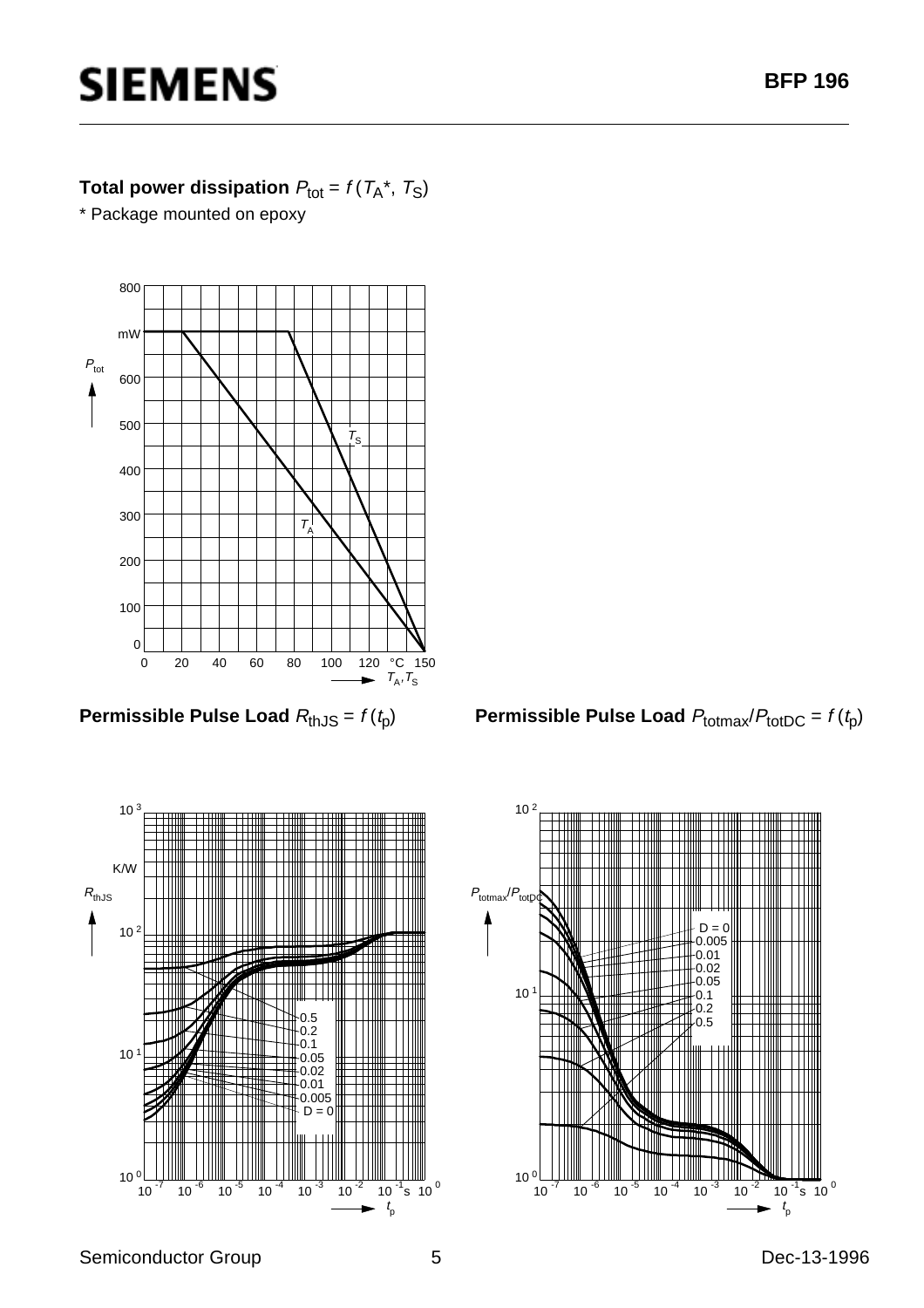**Total power dissipation** $P_{tot} = f\,(T_A{}^*,\ T_S)$

\* Package mounted on epoxy

**Permissible Pulse Load** $R_{thJS} = f\,(t_p)$

**Permissible Pulse Load** $P_{totmax}/P_{totDC} = f\,(t_p)$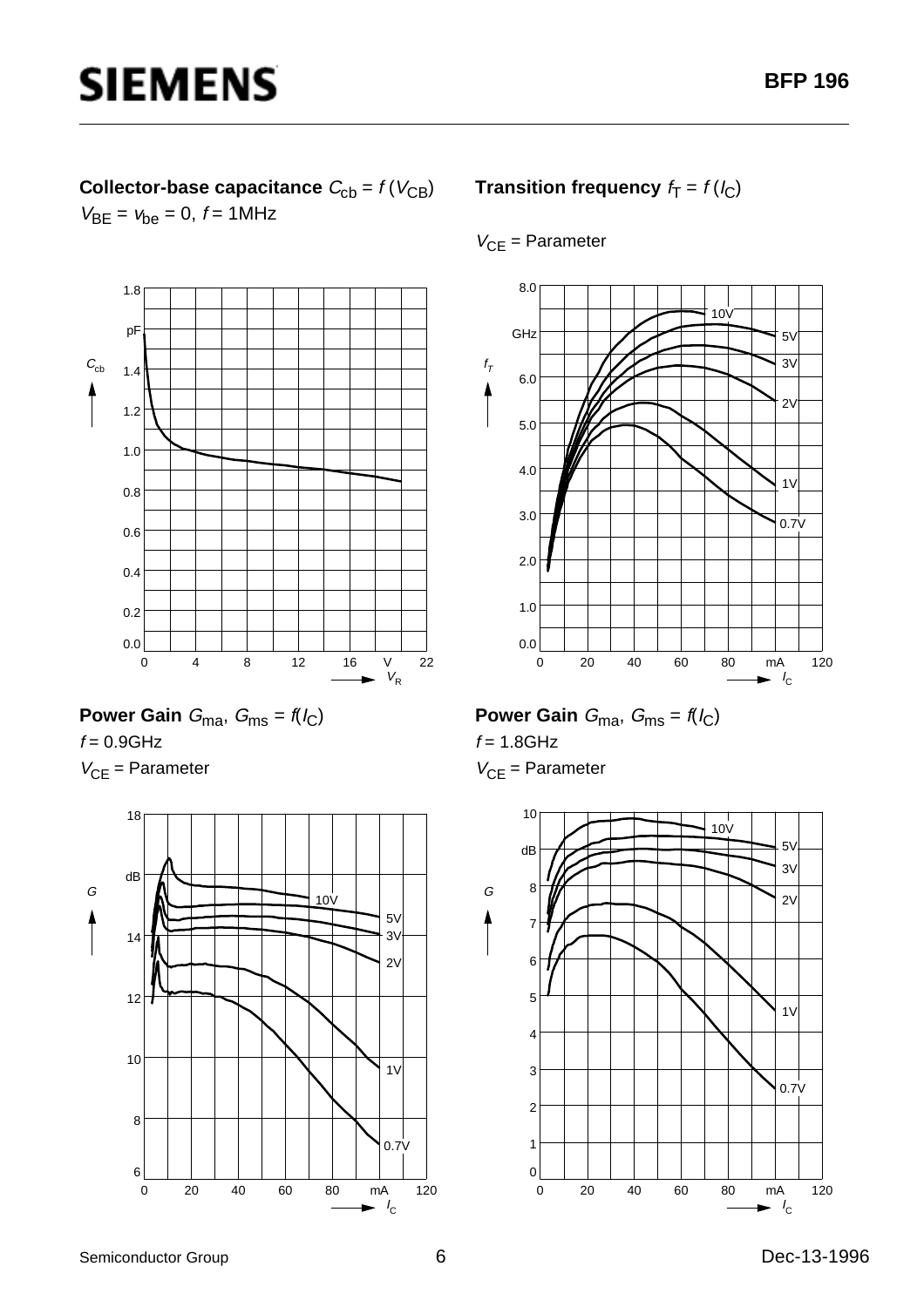**Collector-base capacitance** $C_{cb} = f(V_{CB})$

$V_{BE} = v_{be} = 0$, $f = 1\text{MHz}$

**Transition frequency** $f_T = f(I_C)$

$V_{CE}$ = Parameter

**Power Gain** $G_{ma}$, $G_{ms} = f(I_C)$

$f = 0.9\text{GHz}$

$V_{CE}$ = Parameter

**Power Gain** $G_{ma}$, $G_{ms} = f(I_C)$

$f = 1.8\text{GHz}$

$V_{CE}$ = Parameter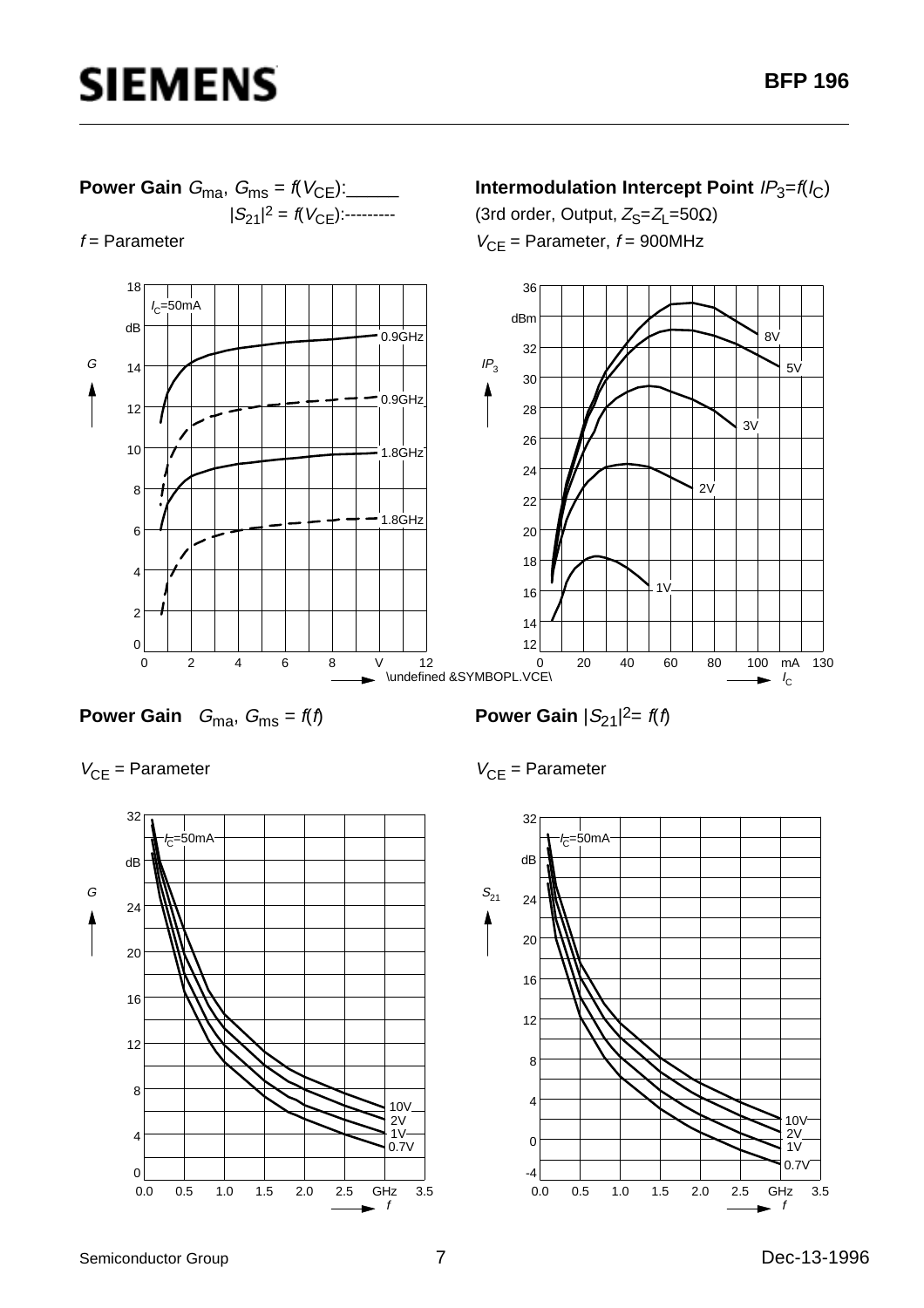**Power Gain** $G_{ma}$, $G_{ms}$ = $f(V_{CE})$:\_\_\_\_\_\_
$|S_{21}|^2$ = $f(V_{CE})$:---------
$f$ = Parameter

18
$I_C$=50mA
dB
G
14
12
10
8
6
4
2
0
0 2 4 6 8 V 12
0.9GHz
0.9GHz
1.8GHz
1.8GHz
\undefined &SYMBOPL.VCE\

**Intermodulation Intercept Point** $IP_3$=$f(I_C)$
(3rd order, Output, $Z_S$=$Z_L$=50Ω)
$V_{CE}$ = Parameter, $f$ = 900MHz

36
dBm
32
$IP_3$
30
28
26
24
22
20
18
16
14
12
0 20 40 60 80 100 mA 130
$I_C$
8V
5V
3V
2V
1V

**Power Gain** $G_{ma}$, $G_{ms}$ = $f(f)$

$V_{CE}$ = Parameter

32
$I_C$=50mA
dB
G
24
20
16
12
8
4
0
0.0 0.5 1.0 1.5 2.0 2.5 GHz 3.5
$f$
10V
2V
1V
0.7V

**Power Gain** $|S_{21}|^2$= $f(f)$

$V_{CE}$ = Parameter

32
$I_C$=50mA
dB
$S_{21}$
24
20
16
12
8
4
0
-4
0.0 0.5 1.0 1.5 2.0 2.5 GHz 3.5
$f$
10V
2V
1V
0.7V